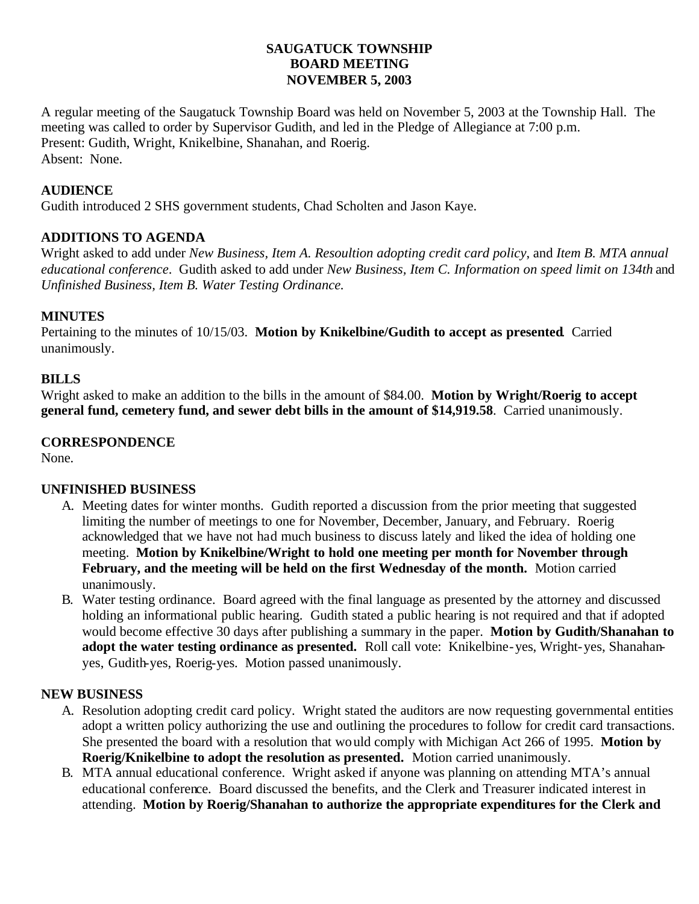**SAUGATUCK TOWNSHIP**
**BOARD MEETING**
**NOVEMBER 5, 2003**

A regular meeting of the Saugatuck Township Board was held on November 5, 2003 at the Township Hall. The meeting was called to order by Supervisor Gudith, and led in the Pledge of Allegiance at 7:00 p.m.
Present: Gudith, Wright, Knikelbine, Shanahan, and Roerig.
Absent: None.

**AUDIENCE**
Gudith introduced 2 SHS government students, Chad Scholten and Jason Kaye.

**ADDITIONS TO AGENDA**
Wright asked to add under *New Business, Item A. Resoultion adopting credit card policy*, and *Item B. MTA annual educational conference*. Gudith asked to add under *New Business, Item C. Information on speed limit on 134th* and *Unfinished Business, Item B. Water Testing Ordinance.*

**MINUTES**
Pertaining to the minutes of 10/15/03. **Motion by Knikelbine/Gudith to accept as presented**. Carried unanimously.

**BILLS**
Wright asked to make an addition to the bills in the amount of $84.00. **Motion by Wright/Roerig to accept general fund, cemetery fund, and sewer debt bills in the amount of $14,919.58**. Carried unanimously.

**CORRESPONDENCE**
None.

**UNFINISHED BUSINESS**

A. Meeting dates for winter months. Gudith reported a discussion from the prior meeting that suggested limiting the number of meetings to one for November, December, January, and February. Roerig acknowledged that we have not had much business to discuss lately and liked the idea of holding one meeting. **Motion by Knikelbine/Wright to hold one meeting per month for November through February, and the meeting will be held on the first Wednesday of the month.** Motion carried unanimously.
B. Water testing ordinance. Board agreed with the final language as presented by the attorney and discussed holding an informational public hearing. Gudith stated a public hearing is not required and that if adopted would become effective 30 days after publishing a summary in the paper. **Motion by Gudith/Shanahan to adopt the water testing ordinance as presented.** Roll call vote: Knikelbine-yes, Wright-yes, Shanahan-yes, Gudith-yes, Roerig-yes. Motion passed unanimously.

**NEW BUSINESS**

A. Resolution adopting credit card policy. Wright stated the auditors are now requesting governmental entities adopt a written policy authorizing the use and outlining the procedures to follow for credit card transactions. She presented the board with a resolution that would comply with Michigan Act 266 of 1995. **Motion by Roerig/Knikelbine to adopt the resolution as presented.** Motion carried unanimously.
B. MTA annual educational conference. Wright asked if anyone was planning on attending MTA's annual educational conference. Board discussed the benefits, and the Clerk and Treasurer indicated interest in attending. **Motion by Roerig/Shanahan to authorize the appropriate expenditures for the Clerk and**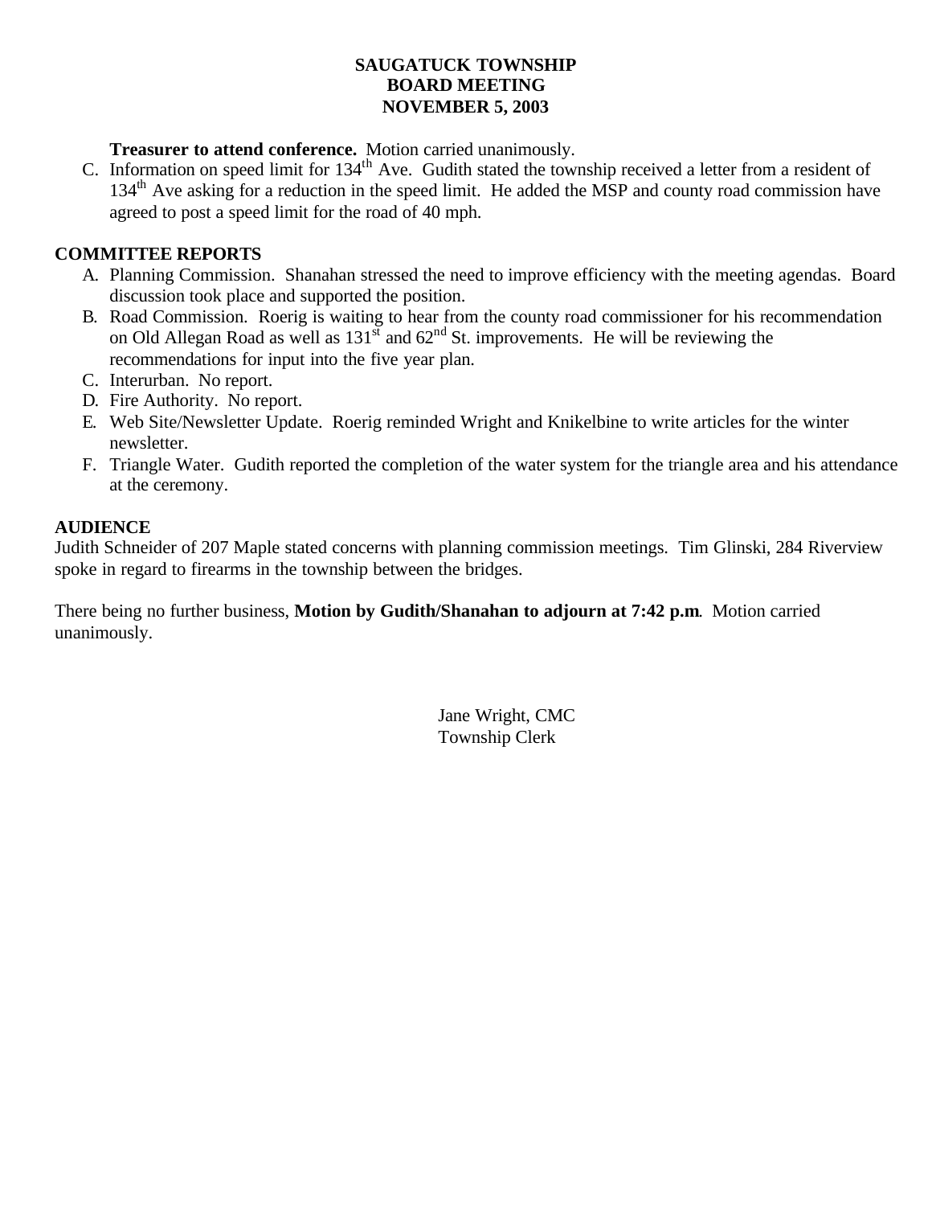**Treasurer to attend conference.** Motion carried unanimously.

C. Information on speed limit for 134th Ave. Gudith stated the township received a letter from a resident of 134th Ave asking for a reduction in the speed limit. He added the MSP and county road commission have agreed to post a speed limit for the road of 40 mph.

**COMMITTEE REPORTS**

A. Planning Commission. Shanahan stressed the need to improve efficiency with the meeting agendas. Board discussion took place and supported the position.
B. Road Commission. Roerig is waiting to hear from the county road commissioner for his recommendation on Old Allegan Road as well as 131st and 62nd St. improvements. He will be reviewing the recommendations for input into the five year plan.
C. Interurban. No report.
D. Fire Authority. No report.
E. Web Site/Newsletter Update. Roerig reminded Wright and Knikelbine to write articles for the winter newsletter.
F. Triangle Water. Gudith reported the completion of the water system for the triangle area and his attendance at the ceremony.

**AUDIENCE**

Judith Schneider of 207 Maple stated concerns with planning commission meetings. Tim Glinski, 284 Riverview spoke in regard to firearms in the township between the bridges.

There being no further business, **Motion by Gudith/Shanahan to adjourn at 7:42 p.m**. Motion carried unanimously.

Jane Wright, CMC
Township Clerk